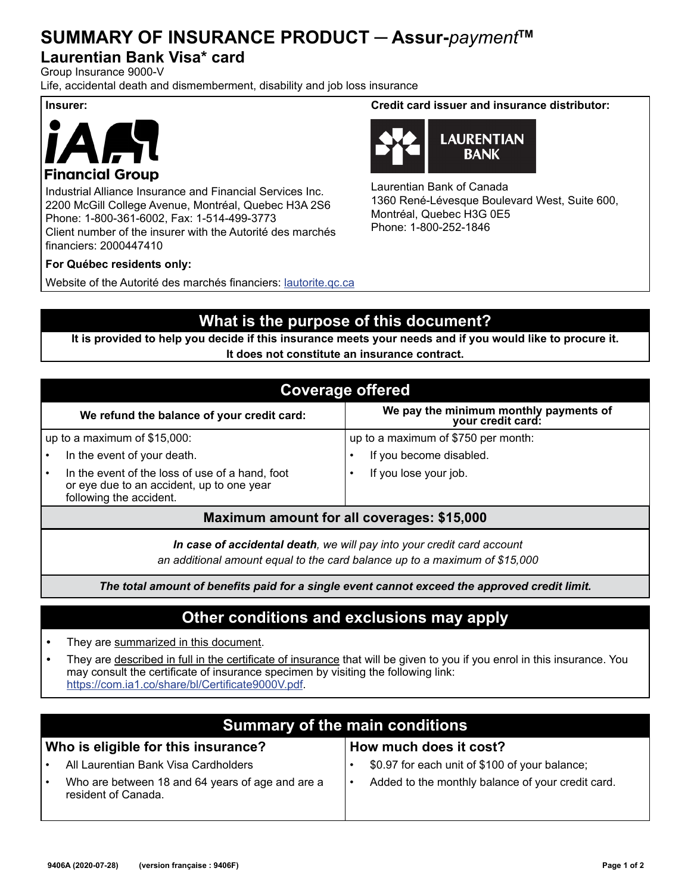# SUMMARY OF INSURANCE PRODUCT ─ Assur-*payment*™

## Laurentian Bank Visa* card

Group Insurance 9000-V

Life, accidental death and dismemberment, disability and job loss insurance

**Insurer:**

iA Financial Group

Industrial Alliance Insurance and Financial Services Inc.
2200 McGill College Avenue, Montréal, Quebec H3A 2S6
Phone: 1-800-361-6002, Fax: 1-514-499-3773
Client number of the insurer with the Autorité des marchés financiers: 2000447410

**For Québec residents only:**

Website of the Autorité des marchés financiers: lautorite.qc.ca

**Credit card issuer and insurance distributor:**

Laurentian Bank

Laurentian Bank of Canada
1360 René-Lévesque Boulevard West, Suite 600,
Montréal, Quebec H3G 0E5
Phone: 1-800-252-1846

## What is the purpose of this document?

**It is provided to help you decide if this insurance meets your needs and if you would like to procure it. It does not constitute an insurance contract.**

## Coverage offered

| We refund the balance of your credit card: | We pay the minimum monthly payments of your credit card: |
|---|---|
| up to a maximum of $15,000:<br>• In the event of your death.<br>• In the event of the loss of use of a hand, foot or eye due to an accident, up to one year following the accident. | up to a maximum of $750 per month:<br>• If you become disabled.<br>• If you lose your job. |

**Maximum amount for all coverages: $15,000**

***In case of accidental death**, we will pay into your credit card account an additional amount equal to the card balance up to a maximum of $15,000*

***The total amount of benefits paid for a single event cannot exceed the approved credit limit.***

## Other conditions and exclusions may apply

- They are summarized in this document.
- They are described in full in the certificate of insurance that will be given to you if you enrol in this insurance. You may consult the certificate of insurance specimen by visiting the following link: https://com.ia1.co/share/bl/Certificate9000V.pdf.

## Summary of the main conditions

### Who is eligible for this insurance?

- All Laurentian Bank Visa Cardholders
- Who are between 18 and 64 years of age and are a resident of Canada.

### How much does it cost?

- $0.97 for each unit of $100 of your balance;
- Added to the monthly balance of your credit card.

9406A (2020-07-28) (version française : 9406F)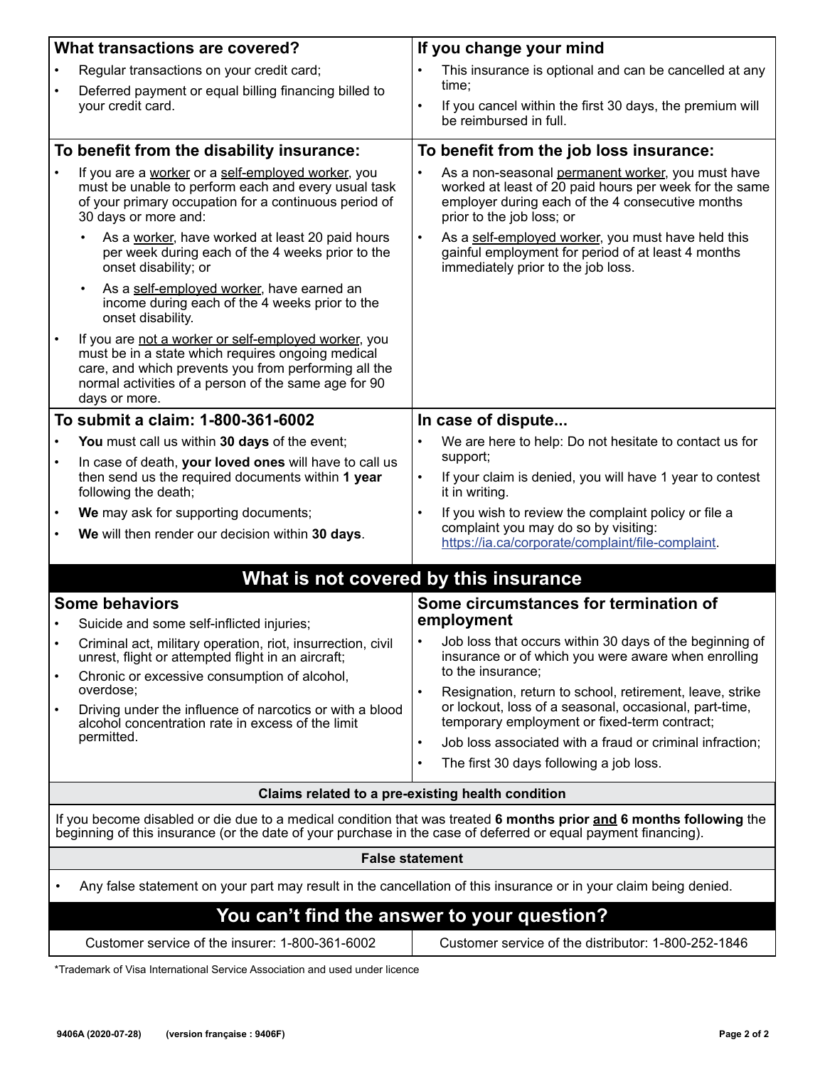### What transactions are covered?

- Regular transactions on your credit card;
- Deferred payment or equal billing financing billed to your credit card.

### If you change your mind

- This insurance is optional and can be cancelled at any time;
- If you cancel within the first 30 days, the premium will be reimbursed in full.

### To benefit from the disability insurance:

- If you are a worker or a self-employed worker, you must be unable to perform each and every usual task of your primary occupation for a continuous period of 30 days or more and:
  - As a worker, have worked at least 20 paid hours per week during each of the 4 weeks prior to the onset disability; or
  - As a self-employed worker, have earned an income during each of the 4 weeks prior to the onset disability.
- If you are not a worker or self-employed worker, you must be in a state which requires ongoing medical care, and which prevents you from performing all the normal activities of a person of the same age for 90 days or more.

### To benefit from the job loss insurance:

- As a non-seasonal permanent worker, you must have worked at least of 20 paid hours per week for the same employer during each of the 4 consecutive months prior to the job loss; or
- As a self-employed worker, you must have held this gainful employment for period of at least 4 months immediately prior to the job loss.

### To submit a claim: 1-800-361-6002

- **You** must call us within **30 days** of the event;
- In case of death, **your loved ones** will have to call us then send us the required documents within **1 year** following the death;
- **We** may ask for supporting documents;
- **We** will then render our decision within **30 days**.

### In case of dispute...

- We are here to help: Do not hesitate to contact us for support;
- If your claim is denied, you will have 1 year to contest it in writing.
- If you wish to review the complaint policy or file a complaint you may do so by visiting: https://ia.ca/corporate/complaint/file-complaint.

## What is not covered by this insurance

### Some behaviors

- Suicide and some self-inflicted injuries;
- Criminal act, military operation, riot, insurrection, civil unrest, flight or attempted flight in an aircraft;
- Chronic or excessive consumption of alcohol, overdose;
- Driving under the influence of narcotics or with a blood alcohol concentration rate in excess of the limit permitted.

### Some circumstances for termination of employment

- Job loss that occurs within 30 days of the beginning of insurance or of which you were aware when enrolling to the insurance;
- Resignation, return to school, retirement, leave, strike or lockout, loss of a seasonal, occasional, part-time, temporary employment or fixed-term contract;
- Job loss associated with a fraud or criminal infraction;
- The first 30 days following a job loss.

### Claims related to a pre-existing health condition

If you become disabled or die due to a medical condition that was treated **6 months prior and 6 months following** the beginning of this insurance (or the date of your purchase in the case of deferred or equal payment financing).

### False statement

- Any false statement on your part may result in the cancellation of this insurance or in your claim being denied.

## You can't find the answer to your question?

| Customer service of the insurer: 1-800-361-6002 | Customer service of the distributor: 1-800-252-1846 |
|---|---|

*Trademark of Visa International Service Association and used under licence

9406A (2020-07-28) (version française : 9406F)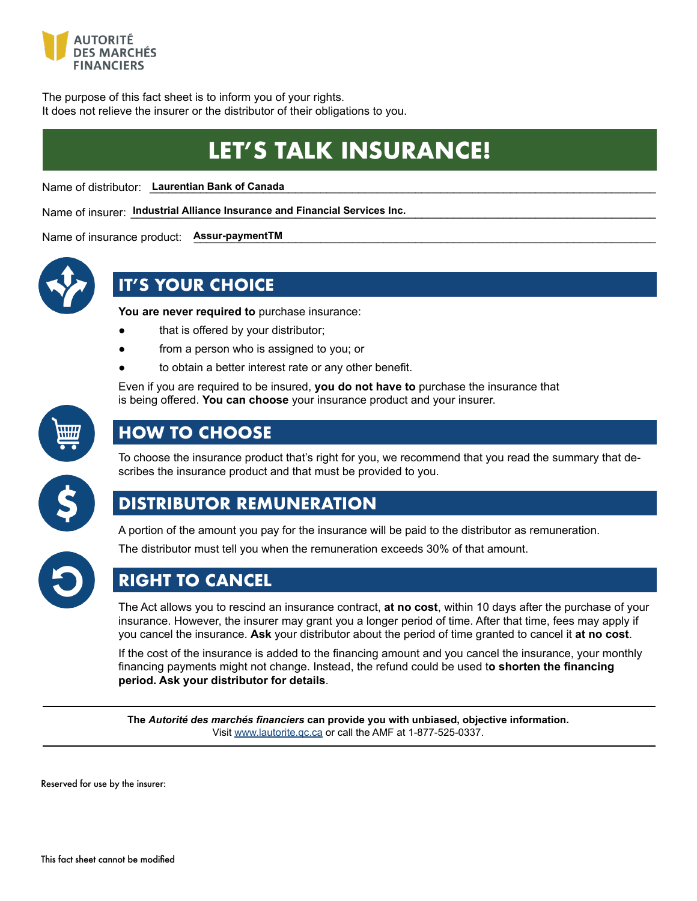AUTORITÉ DES MARCHÉS FINANCIERS

The purpose of this fact sheet is to inform you of your rights.
It does not relieve the insurer or the distributor of their obligations to you.

# LET'S TALK INSURANCE!

Name of distributor: **Laurentian Bank of Canada**

Name of insurer: **Industrial Alliance Insurance and Financial Services Inc.**

Name of insurance product: **Assur-paymentTM**

## IT'S YOUR CHOICE

**You are never required to** purchase insurance:

- that is offered by your distributor;
- from a person who is assigned to you; or
- to obtain a better interest rate or any other benefit.

Even if you are required to be insured, **you do not have to** purchase the insurance that is being offered. **You can choose** your insurance product and your insurer.

## HOW TO CHOOSE

To choose the insurance product that's right for you, we recommend that you read the summary that describes the insurance product and that must be provided to you.

## DISTRIBUTOR REMUNERATION

A portion of the amount you pay for the insurance will be paid to the distributor as remuneration.

The distributor must tell you when the remuneration exceeds 30% of that amount.

## RIGHT TO CANCEL

The Act allows you to rescind an insurance contract, **at no cost**, within 10 days after the purchase of your insurance. However, the insurer may grant you a longer period of time. After that time, fees may apply if you cancel the insurance. **Ask** your distributor about the period of time granted to cancel it **at no cost**.

If the cost of the insurance is added to the financing amount and you cancel the insurance, your monthly financing payments might not change. Instead, the refund could be used t**o shorten the financing period. Ask your distributor for details**.

---

**The *Autorité des marchés financiers* can provide you with unbiased, objective information.**
Visit www.lautorite.qc.ca or call the AMF at 1-877-525-0337.

---

Reserved for use by the insurer:

This fact sheet cannot be modified